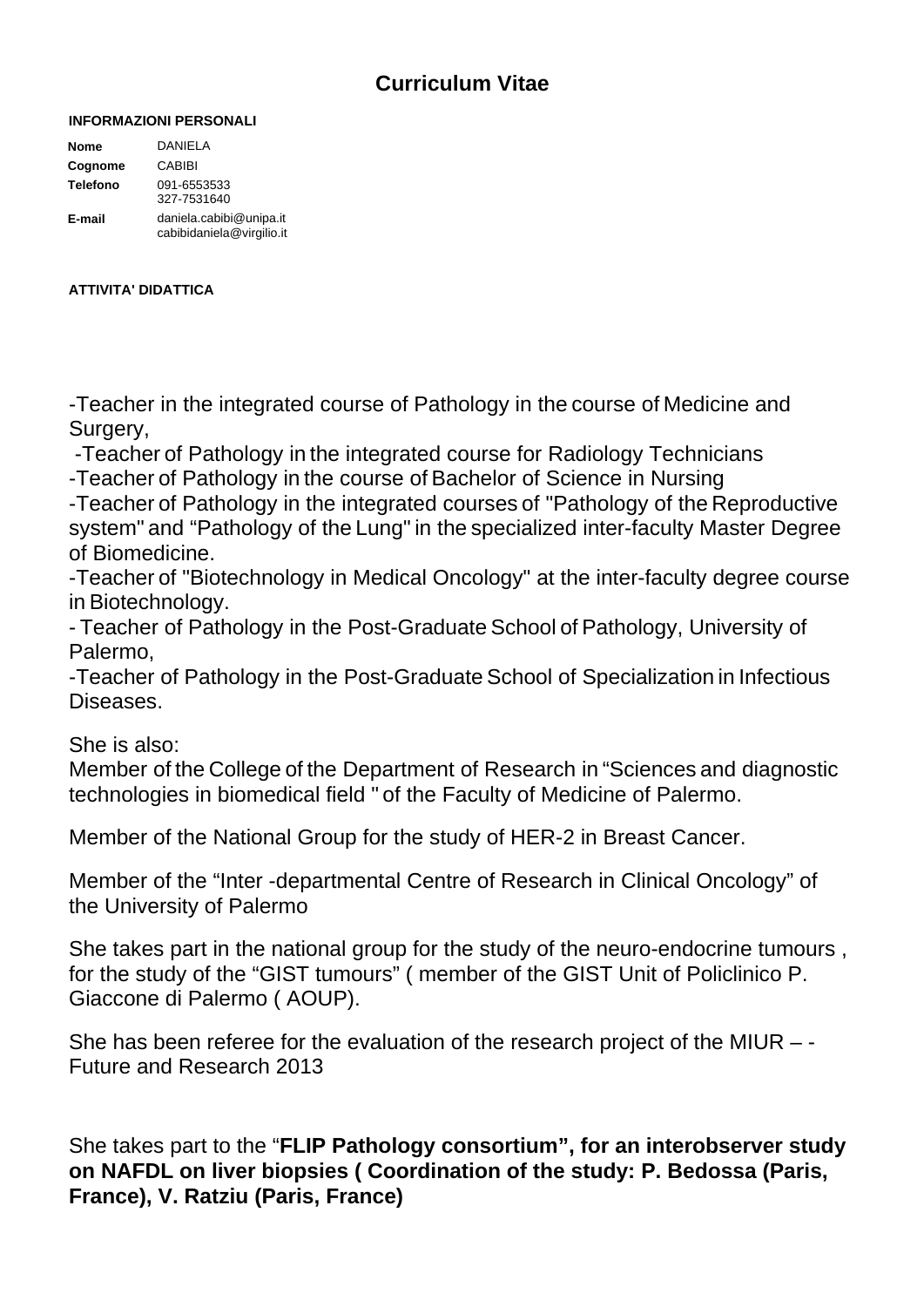# Curriculum Vitae

**INFORMAZIONI PERSONALI**

| | |
|---|---|
| **Nome** | DANIELA |
| **Cognome** | CABIBI |
| **Telefono** | 091-6553533<br>327-7531640 |
| **E-mail** | daniela.cabibi@unipa.it<br>cabibidaniela@virgilio.it |

**ATTIVITA' DIDATTICA**

-Teacher in the integrated course of Pathology in the course of Medicine and Surgery,

-Teacher of Pathology in the integrated course for Radiology Technicians

-Teacher of Pathology in the course of Bachelor of Science in Nursing

-Teacher of Pathology in the integrated courses of "Pathology of the Reproductive system" and "Pathology of the Lung" in the specialized inter-faculty Master Degree of Biomedicine.

-Teacher of "Biotechnology in Medical Oncology" at the inter-faculty degree course in Biotechnology.

- Teacher of Pathology in the Post-Graduate School of Pathology, University of Palermo,

-Teacher of Pathology in the Post-Graduate School of Specialization in Infectious Diseases.

She is also:

Member of the College of the Department of Research in "Sciences and diagnostic technologies in biomedical field " of the Faculty of Medicine of Palermo.

Member of the National Group for the study of HER-2 in Breast Cancer.

Member of the "Inter -departmental Centre of Research in Clinical Oncology" of the University of Palermo

She takes part in the national group for the study of the neuro-endocrine tumours , for the study of the "GIST tumours" ( member of the GIST Unit of Policlinico P. Giaccone di Palermo ( AOUP).

She has been referee for the evaluation of the research project of the MIUR – - Future and Research 2013

She takes part to the "**FLIP Pathology consortium", for an interobserver study on NAFDL on liver biopsies ( Coordination of the study: P. Bedossa (Paris, France), V. Ratziu (Paris, France)**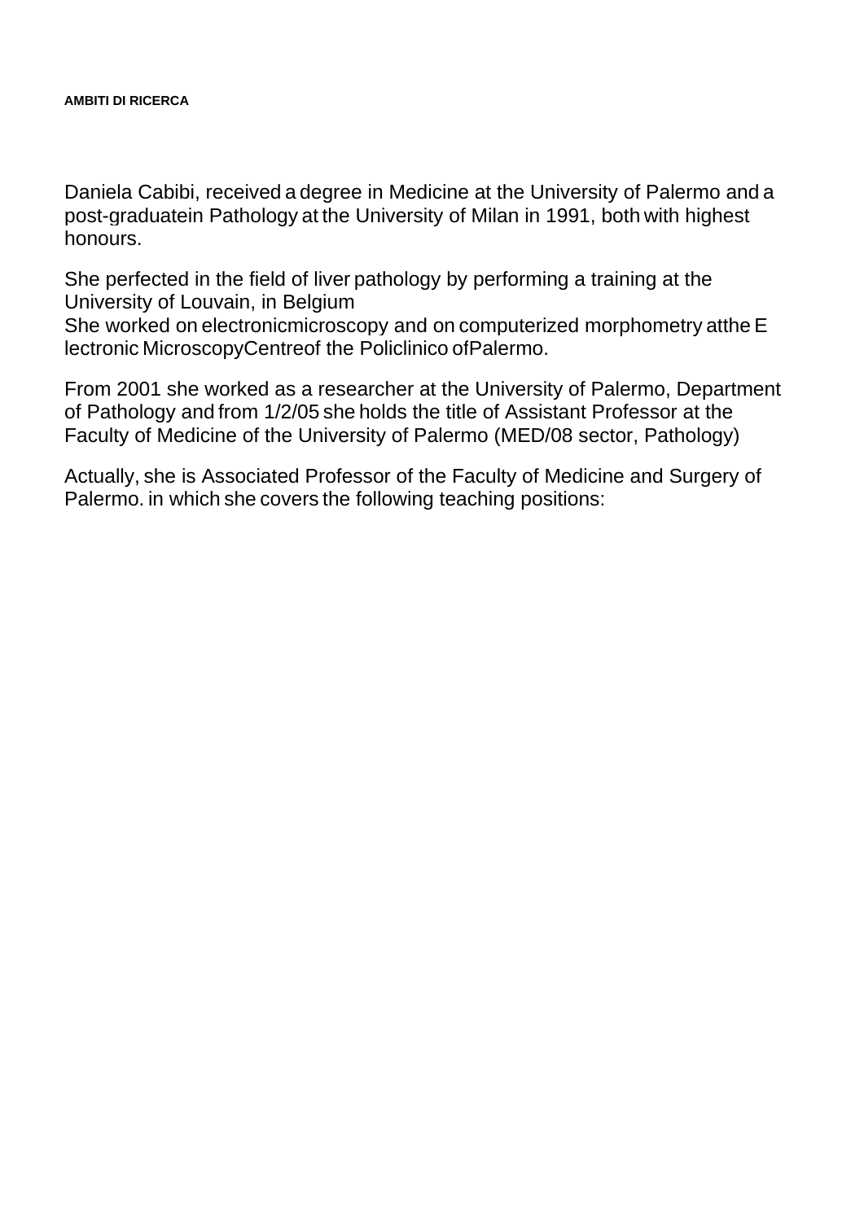**AMBITI DI RICERCA**

Daniela Cabibi, received a degree in Medicine at the University of Palermo and a post-graduatein Pathology at the University of Milan in 1991, both with highest honours.

She perfected in the field of liver pathology by performing a training at the University of Louvain, in Belgium
She worked on electronicmicroscopy and on computerized morphometry atthe E lectronic MicroscopyCentreof the Policlinico ofPalermo.

From 2001 she worked as a researcher at the University of Palermo, Department of Pathology and from 1/2/05 she holds the title of Assistant Professor at the Faculty of Medicine of the University of Palermo (MED/08 sector, Pathology)

Actually, she is Associated Professor of the Faculty of Medicine and Surgery of Palermo. in which she covers the following teaching positions: